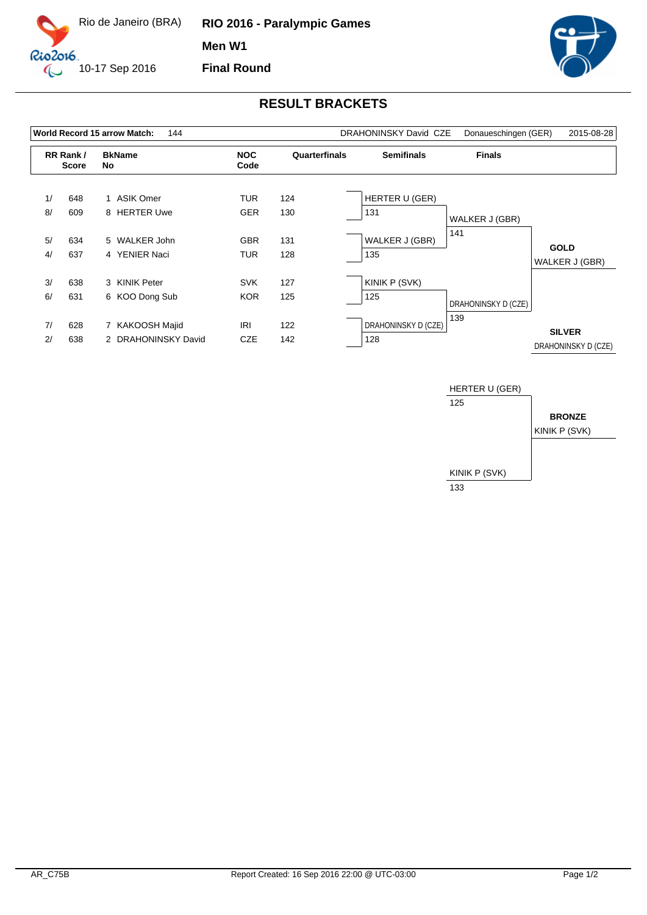Rio de Janeiro (BRA)

10-17 Sep 2016

**RIO 2016 - Paralympic Games**

**Men W1**

**Final Round**

# RESULT BRACKETS

| **World Record 15 arrow Match:** | 144 | DRAHONINSKY David CZE | Donaueschingen (GER) | 2015-08-28 |
|---|---|---|---|---|

| RR Rank / Score | | BkName No | NOC Code | Quarterfinals | Semifinals | Finals |
|---|---|---|---|---|---|---|
| 1/ | 648 | 1 ASIK Omer | TUR | 124 | HERTER U (GER) | |
| 8/ | 609 | 8 HERTER Uwe | GER | 130 | 131 | WALKER J (GBR) |
| 5/ | 634 | 5 WALKER John | GBR | 131 | WALKER J (GBR) | 141 |
| 4/ | 637 | 4 YENIER Naci | TUR | 128 | 135 | |
| 3/ | 638 | 3 KINIK Peter | SVK | 127 | KINIK P (SVK) | |
| 6/ | 631 | 6 KOO Dong Sub | KOR | 125 | 125 | DRAHONINSKY D (CZE) |
| 7/ | 628 | 7 KAKOOSH Majid | IRI | 122 | DRAHONINSKY D (CZE) | 139 |
| 2/ | 638 | 2 DRAHONINSKY David | CZE | 142 | 128 | |

**GOLD**
WALKER J (GBR)

**SILVER**
DRAHONINSKY D (CZE)

| Bronze Match | |
|---|---|
| HERTER U (GER) | 125 |
| KINIK P (SVK) | 133 |

**BRONZE**
KINIK P (SVK)

AR_C75B

Report Created: 16 Sep 2016 22:00 @ UTC-03:00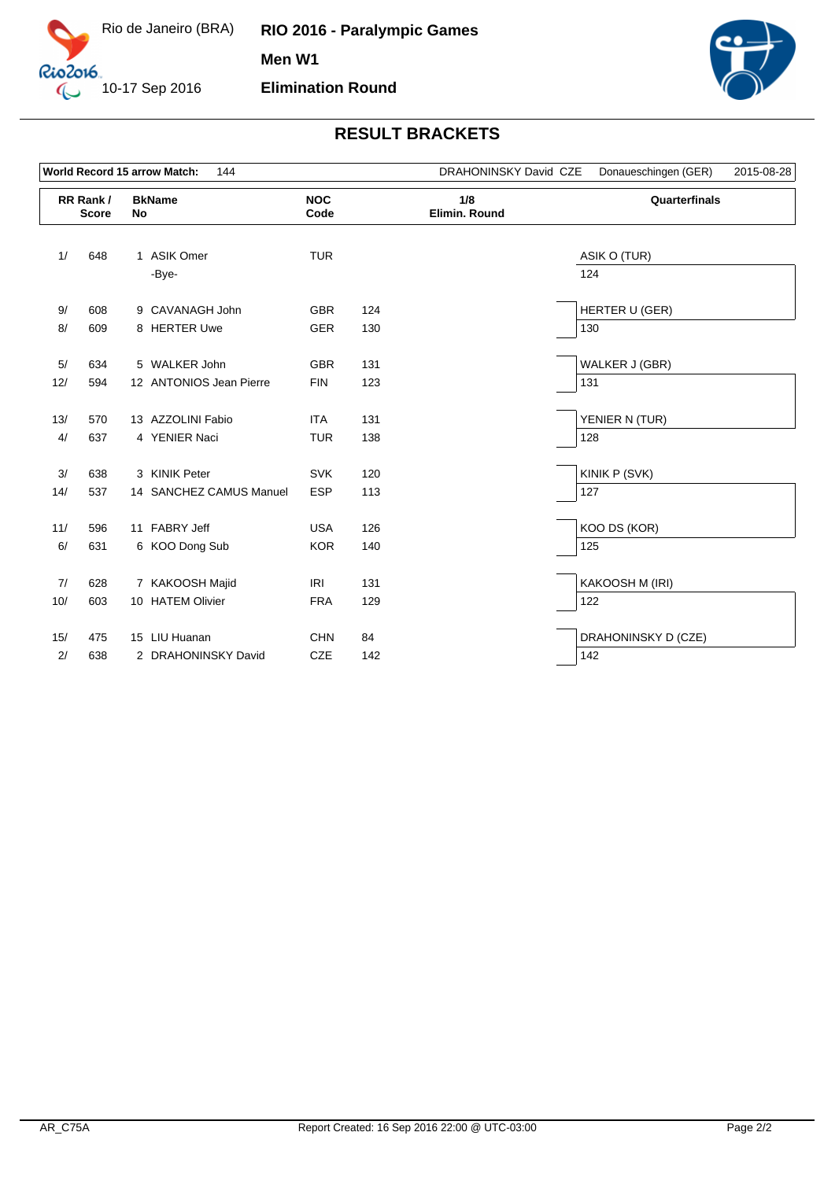Rio de Janeiro (BRA)

10-17 Sep 2016

**RIO 2016 - Paralympic Games**

**Men W1**

**Elimination Round**

## RESULT BRACKETS

| **World Record 15 arrow Match:** 144 | DRAHONINSKY David CZE | Donaueschingen (GER) | 2015-08-28 |
|---|---|---|---|

| RR Rank / | Score | BkName No | NOC Code | 1/8 Elimin. Round | Quarterfinals |
|---|---|---|---|---|---|
| 1/ | 648 | 1 ASIK Omer | TUR | | ASIK O (TUR) |
| | | -Bye- | | | 124 |
| 9/ | 608 | 9 CAVANAGH John | GBR | 124 | HERTER U (GER) |
| 8/ | 609 | 8 HERTER Uwe | GER | 130 | 130 |
| 5/ | 634 | 5 WALKER John | GBR | 131 | WALKER J (GBR) |
| 12/ | 594 | 12 ANTONIOS Jean Pierre | FIN | 123 | 131 |
| 13/ | 570 | 13 AZZOLINI Fabio | ITA | 131 | YENIER N (TUR) |
| 4/ | 637 | 4 YENIER Naci | TUR | 138 | 128 |
| 3/ | 638 | 3 KINIK Peter | SVK | 120 | KINIK P (SVK) |
| 14/ | 537 | 14 SANCHEZ CAMUS Manuel | ESP | 113 | 127 |
| 11/ | 596 | 11 FABRY Jeff | USA | 126 | KOO DS (KOR) |
| 6/ | 631 | 6 KOO Dong Sub | KOR | 140 | 125 |
| 7/ | 628 | 7 KAKOOSH Majid | IRI | 131 | KAKOOSH M (IRI) |
| 10/ | 603 | 10 HATEM Olivier | FRA | 129 | 122 |
| 15/ | 475 | 15 LIU Huanan | CHN | 84 | DRAHONINSKY D (CZE) |
| 2/ | 638 | 2 DRAHONINSKY David | CZE | 142 | 142 |

AR_C75A

Report Created: 16 Sep 2016 22:00 @ UTC-03:00